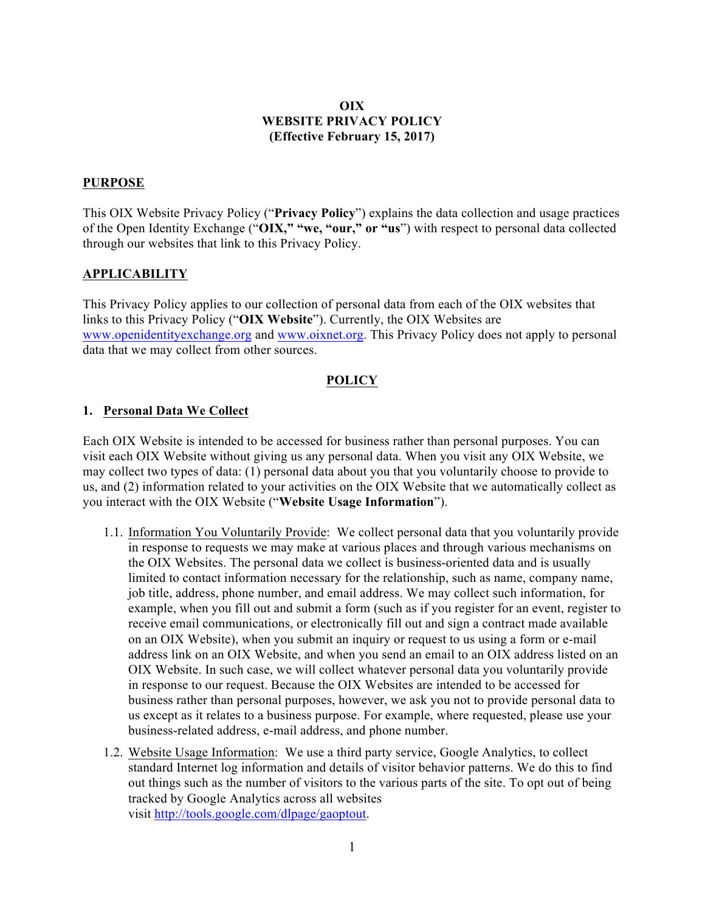**OIX**
**WEBSITE PRIVACY POLICY**
**(Effective February 15, 2017)**

## PURPOSE

This OIX Website Privacy Policy ("**Privacy Policy**") explains the data collection and usage practices of the Open Identity Exchange ("**OIX," "we, "our," or "us**") with respect to personal data collected through our websites that link to this Privacy Policy.

## APPLICABILITY

This Privacy Policy applies to our collection of personal data from each of the OIX websites that links to this Privacy Policy ("**OIX Website**"). Currently, the OIX Websites are www.openidentityexchange.org and www.oixnet.org. This Privacy Policy does not apply to personal data that we may collect from other sources.

## POLICY

### 1. Personal Data We Collect

Each OIX Website is intended to be accessed for business rather than personal purposes. You can visit each OIX Website without giving us any personal data. When you visit any OIX Website, we may collect two types of data: (1) personal data about you that you voluntarily choose to provide to us, and (2) information related to your activities on the OIX Website that we automatically collect as you interact with the OIX Website ("**Website Usage Information**").

1.1. Information You Voluntarily Provide: We collect personal data that you voluntarily provide in response to requests we may make at various places and through various mechanisms on the OIX Websites. The personal data we collect is business-oriented data and is usually limited to contact information necessary for the relationship, such as name, company name, job title, address, phone number, and email address. We may collect such information, for example, when you fill out and submit a form (such as if you register for an event, register to receive email communications, or electronically fill out and sign a contract made available on an OIX Website), when you submit an inquiry or request to us using a form or e-mail address link on an OIX Website, and when you send an email to an OIX address listed on an OIX Website. In such case, we will collect whatever personal data you voluntarily provide in response to our request. Because the OIX Websites are intended to be accessed for business rather than personal purposes, however, we ask you not to provide personal data to us except as it relates to a business purpose. For example, where requested, please use your business-related address, e-mail address, and phone number.

1.2. Website Usage Information: We use a third party service, Google Analytics, to collect standard Internet log information and details of visitor behavior patterns. We do this to find out things such as the number of visitors to the various parts of the site. To opt out of being tracked by Google Analytics across all websites visit http://tools.google.com/dlpage/gaoptout.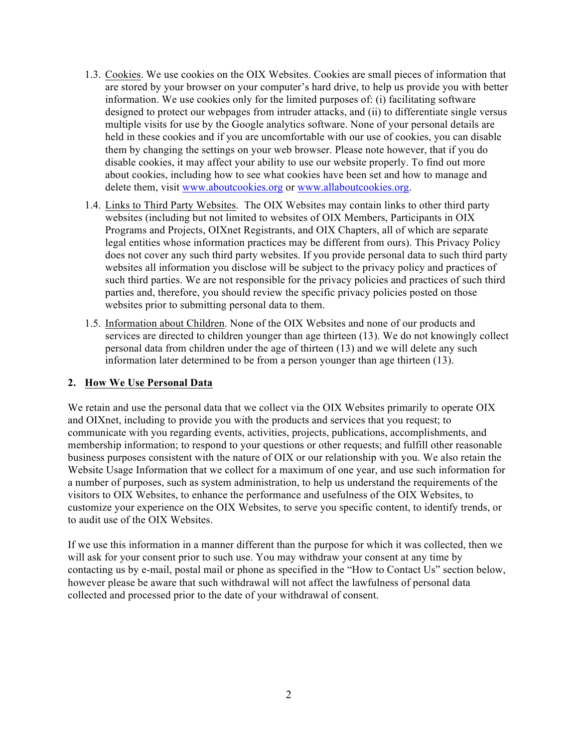1.3. Cookies. We use cookies on the OIX Websites. Cookies are small pieces of information that are stored by your browser on your computer's hard drive, to help us provide you with better information. We use cookies only for the limited purposes of: (i) facilitating software designed to protect our webpages from intruder attacks, and (ii) to differentiate single versus multiple visits for use by the Google analytics software. None of your personal details are held in these cookies and if you are uncomfortable with our use of cookies, you can disable them by changing the settings on your web browser. Please note however, that if you do disable cookies, it may affect your ability to use our website properly. To find out more about cookies, including how to see what cookies have been set and how to manage and delete them, visit [www.aboutcookies.org](http://www.aboutcookies.org) or [www.allaboutcookies.org](http://www.allaboutcookies.org).

1.4. Links to Third Party Websites. The OIX Websites may contain links to other third party websites (including but not limited to websites of OIX Members, Participants in OIX Programs and Projects, OIXnet Registrants, and OIX Chapters, all of which are separate legal entities whose information practices may be different from ours). This Privacy Policy does not cover any such third party websites. If you provide personal data to such third party websites all information you disclose will be subject to the privacy policy and practices of such third parties. We are not responsible for the privacy policies and practices of such third parties and, therefore, you should review the specific privacy policies posted on those websites prior to submitting personal data to them.

1.5. Information about Children. None of the OIX Websites and none of our products and services are directed to children younger than age thirteen (13). We do not knowingly collect personal data from children under the age of thirteen (13) and we will delete any such information later determined to be from a person younger than age thirteen (13).

## 2. How We Use Personal Data

We retain and use the personal data that we collect via the OIX Websites primarily to operate OIX and OIXnet, including to provide you with the products and services that you request; to communicate with you regarding events, activities, projects, publications, accomplishments, and membership information; to respond to your questions or other requests; and fulfill other reasonable business purposes consistent with the nature of OIX or our relationship with you. We also retain the Website Usage Information that we collect for a maximum of one year, and use such information for a number of purposes, such as system administration, to help us understand the requirements of the visitors to OIX Websites, to enhance the performance and usefulness of the OIX Websites, to customize your experience on the OIX Websites, to serve you specific content, to identify trends, or to audit use of the OIX Websites.

If we use this information in a manner different than the purpose for which it was collected, then we will ask for your consent prior to such use. You may withdraw your consent at any time by contacting us by e-mail, postal mail or phone as specified in the "How to Contact Us" section below, however please be aware that such withdrawal will not affect the lawfulness of personal data collected and processed prior to the date of your withdrawal of consent.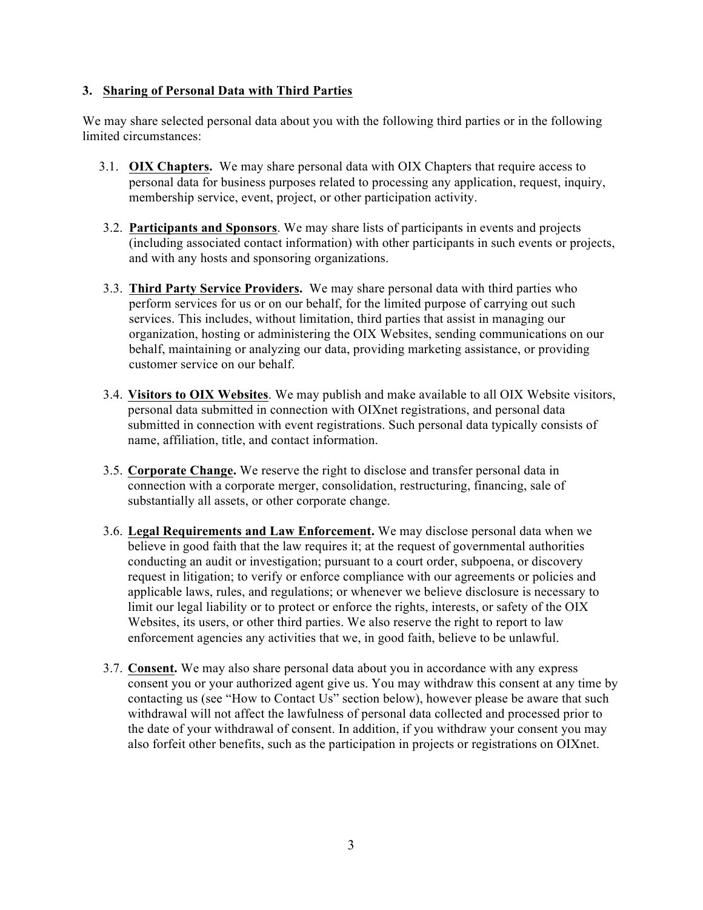## 3. Sharing of Personal Data with Third Parties

We may share selected personal data about you with the following third parties or in the following limited circumstances:

3.1. **OIX Chapters.** We may share personal data with OIX Chapters that require access to personal data for business purposes related to processing any application, request, inquiry, membership service, event, project, or other participation activity.

3.2. **Participants and Sponsors**. We may share lists of participants in events and projects (including associated contact information) with other participants in such events or projects, and with any hosts and sponsoring organizations.

3.3. **Third Party Service Providers.** We may share personal data with third parties who perform services for us or on our behalf, for the limited purpose of carrying out such services. This includes, without limitation, third parties that assist in managing our organization, hosting or administering the OIX Websites, sending communications on our behalf, maintaining or analyzing our data, providing marketing assistance, or providing customer service on our behalf.

3.4. **Visitors to OIX Websites**. We may publish and make available to all OIX Website visitors, personal data submitted in connection with OIXnet registrations, and personal data submitted in connection with event registrations. Such personal data typically consists of name, affiliation, title, and contact information.

3.5. **Corporate Change.** We reserve the right to disclose and transfer personal data in connection with a corporate merger, consolidation, restructuring, financing, sale of substantially all assets, or other corporate change.

3.6. **Legal Requirements and Law Enforcement.** We may disclose personal data when we believe in good faith that the law requires it; at the request of governmental authorities conducting an audit or investigation; pursuant to a court order, subpoena, or discovery request in litigation; to verify or enforce compliance with our agreements or policies and applicable laws, rules, and regulations; or whenever we believe disclosure is necessary to limit our legal liability or to protect or enforce the rights, interests, or safety of the OIX Websites, its users, or other third parties. We also reserve the right to report to law enforcement agencies any activities that we, in good faith, believe to be unlawful.

3.7. **Consent.** We may also share personal data about you in accordance with any express consent you or your authorized agent give us. You may withdraw this consent at any time by contacting us (see "How to Contact Us" section below), however please be aware that such withdrawal will not affect the lawfulness of personal data collected and processed prior to the date of your withdrawal of consent. In addition, if you withdraw your consent you may also forfeit other benefits, such as the participation in projects or registrations on OIXnet.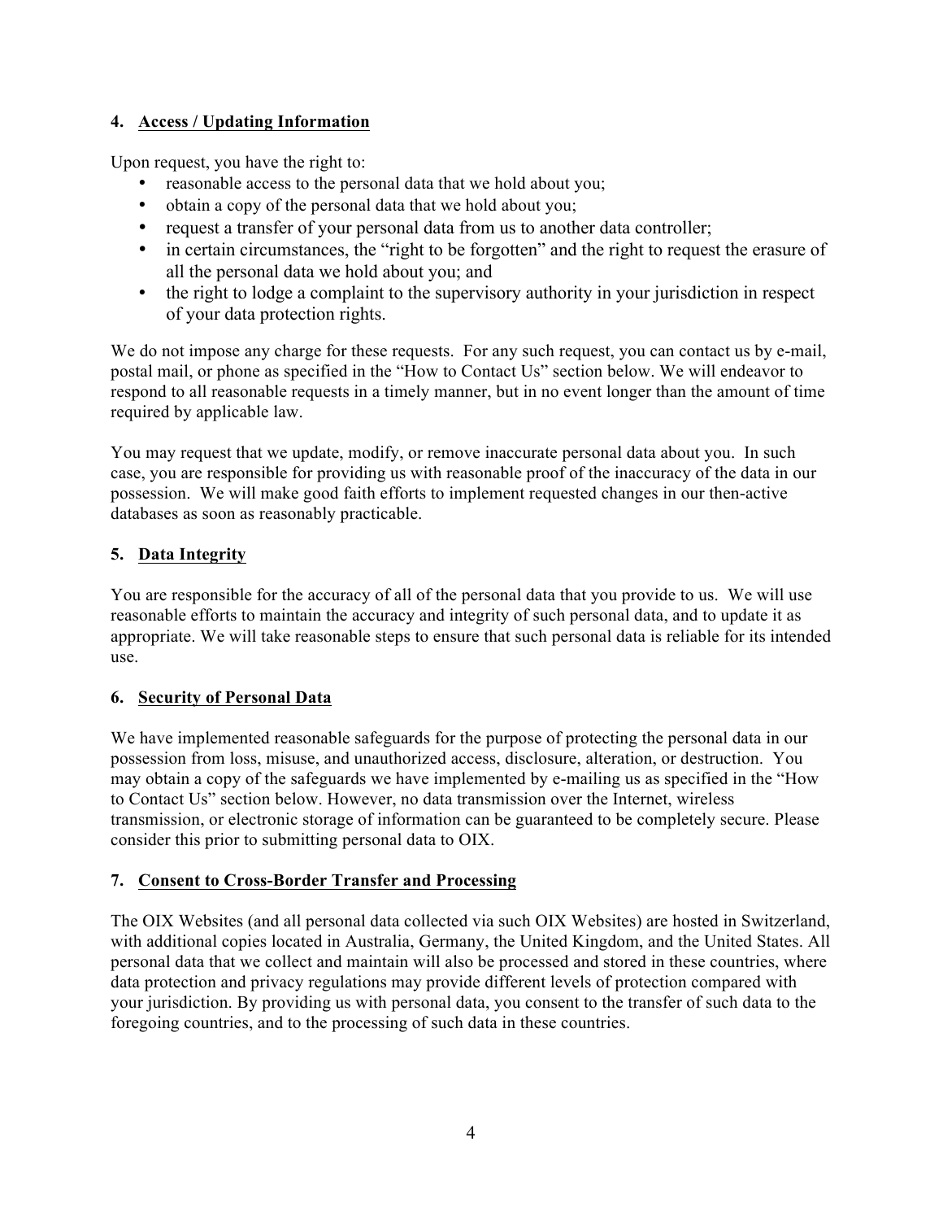## 4. Access / Updating Information

Upon request, you have the right to:

- reasonable access to the personal data that we hold about you;
- obtain a copy of the personal data that we hold about you;
- request a transfer of your personal data from us to another data controller;
- in certain circumstances, the "right to be forgotten" and the right to request the erasure of all the personal data we hold about you; and
- the right to lodge a complaint to the supervisory authority in your jurisdiction in respect of your data protection rights.

We do not impose any charge for these requests. For any such request, you can contact us by e-mail, postal mail, or phone as specified in the "How to Contact Us" section below. We will endeavor to respond to all reasonable requests in a timely manner, but in no event longer than the amount of time required by applicable law.

You may request that we update, modify, or remove inaccurate personal data about you. In such case, you are responsible for providing us with reasonable proof of the inaccuracy of the data in our possession. We will make good faith efforts to implement requested changes in our then-active databases as soon as reasonably practicable.

## 5. Data Integrity

You are responsible for the accuracy of all of the personal data that you provide to us. We will use reasonable efforts to maintain the accuracy and integrity of such personal data, and to update it as appropriate. We will take reasonable steps to ensure that such personal data is reliable for its intended use.

## 6. Security of Personal Data

We have implemented reasonable safeguards for the purpose of protecting the personal data in our possession from loss, misuse, and unauthorized access, disclosure, alteration, or destruction. You may obtain a copy of the safeguards we have implemented by e-mailing us as specified in the "How to Contact Us" section below. However, no data transmission over the Internet, wireless transmission, or electronic storage of information can be guaranteed to be completely secure. Please consider this prior to submitting personal data to OIX.

## 7. Consent to Cross-Border Transfer and Processing

The OIX Websites (and all personal data collected via such OIX Websites) are hosted in Switzerland, with additional copies located in Australia, Germany, the United Kingdom, and the United States. All personal data that we collect and maintain will also be processed and stored in these countries, where data protection and privacy regulations may provide different levels of protection compared with your jurisdiction. By providing us with personal data, you consent to the transfer of such data to the foregoing countries, and to the processing of such data in these countries.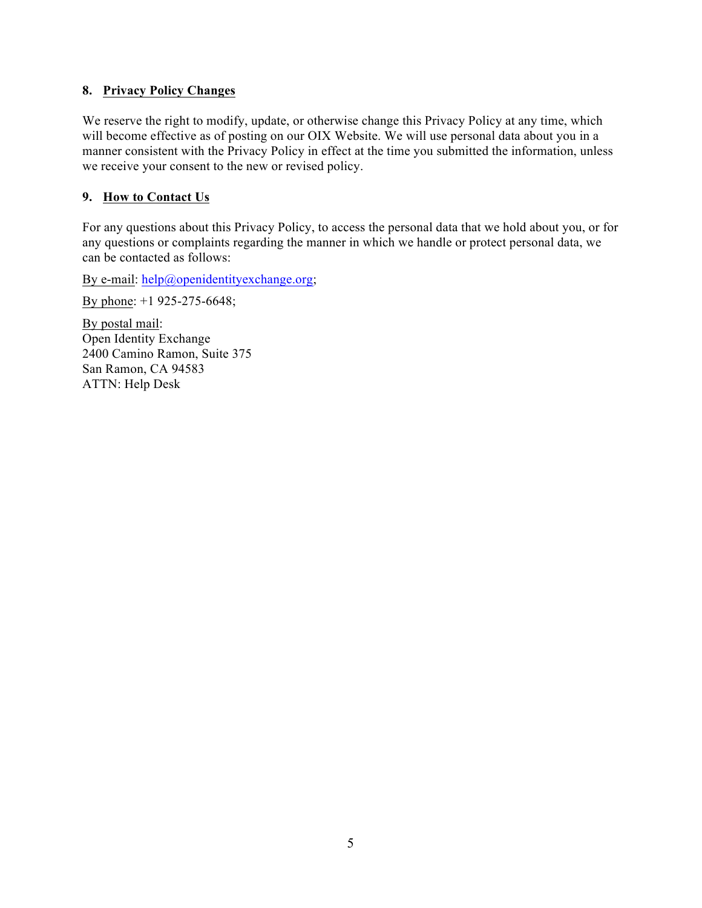## 8. Privacy Policy Changes

We reserve the right to modify, update, or otherwise change this Privacy Policy at any time, which will become effective as of posting on our OIX Website. We will use personal data about you in a manner consistent with the Privacy Policy in effect at the time you submitted the information, unless we receive your consent to the new or revised policy.

## 9. How to Contact Us

For any questions about this Privacy Policy, to access the personal data that we hold about you, or for any questions or complaints regarding the manner in which we handle or protect personal data, we can be contacted as follows:

By e-mail: help@openidentityexchange.org;

By phone: +1 925-275-6648;

By postal mail:
Open Identity Exchange
2400 Camino Ramon, Suite 375
San Ramon, CA 94583
ATTN: Help Desk